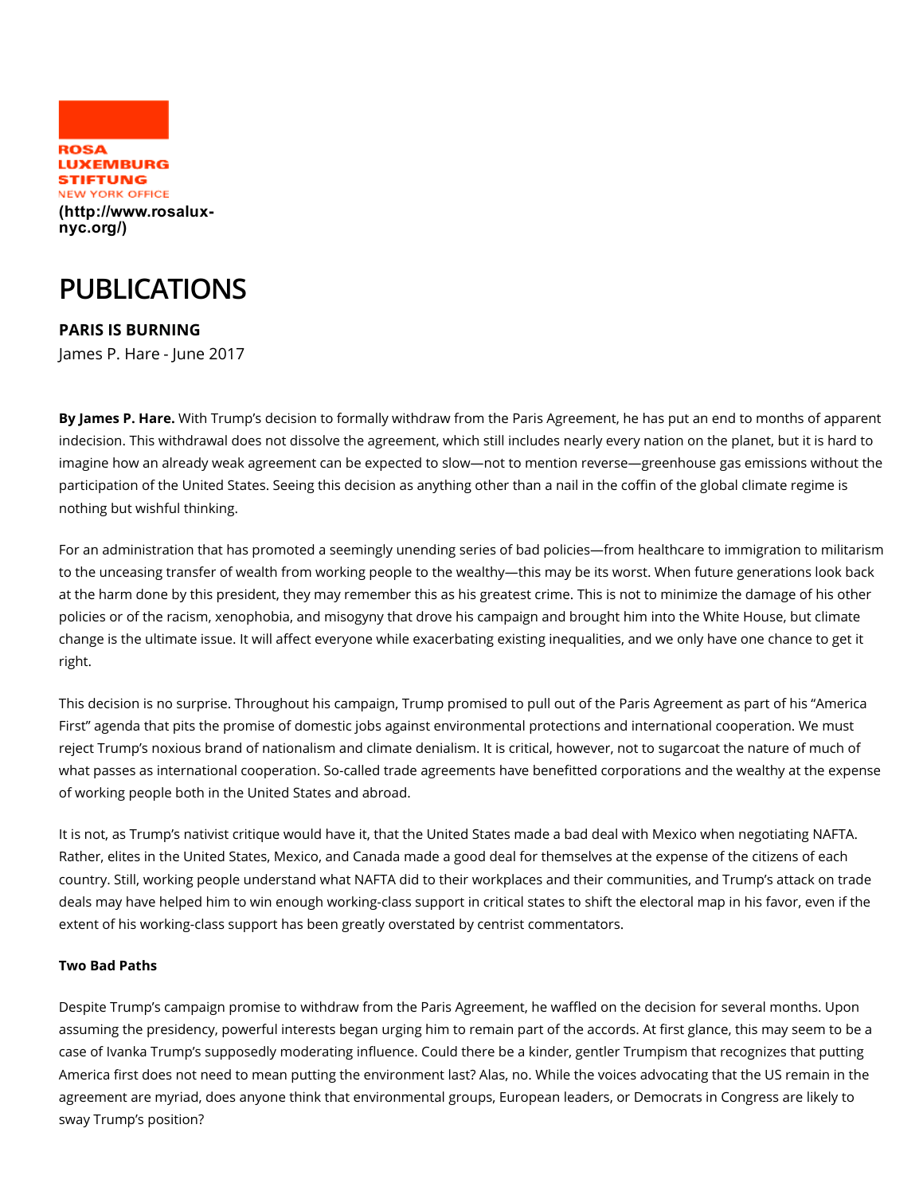ROSA
LUXEMBURG
STIFTUNG
NEW YORK OFFICE
(http://www.rosalux-nyc.org/)

# PUBLICATIONS

## PARIS IS BURNING

James P. Hare - June 2017

**By James P. Hare.** With Trump's decision to formally withdraw from the Paris Agreement, he has put an end to months of apparent indecision. This withdrawal does not dissolve the agreement, which still includes nearly every nation on the planet, but it is hard to imagine how an already weak agreement can be expected to slow—not to mention reverse—greenhouse gas emissions without the participation of the United States. Seeing this decision as anything other than a nail in the coffin of the global climate regime is nothing but wishful thinking.

For an administration that has promoted a seemingly unending series of bad policies—from healthcare to immigration to militarism to the unceasing transfer of wealth from working people to the wealthy—this may be its worst. When future generations look back at the harm done by this president, they may remember this as his greatest crime. This is not to minimize the damage of his other policies or of the racism, xenophobia, and misogyny that drove his campaign and brought him into the White House, but climate change is the ultimate issue. It will affect everyone while exacerbating existing inequalities, and we only have one chance to get it right.

This decision is no surprise. Throughout his campaign, Trump promised to pull out of the Paris Agreement as part of his "America First" agenda that pits the promise of domestic jobs against environmental protections and international cooperation. We must reject Trump's noxious brand of nationalism and climate denialism. It is critical, however, not to sugarcoat the nature of much of what passes as international cooperation. So-called trade agreements have benefitted corporations and the wealthy at the expense of working people both in the United States and abroad.

It is not, as Trump's nativist critique would have it, that the United States made a bad deal with Mexico when negotiating NAFTA. Rather, elites in the United States, Mexico, and Canada made a good deal for themselves at the expense of the citizens of each country. Still, working people understand what NAFTA did to their workplaces and their communities, and Trump's attack on trade deals may have helped him to win enough working-class support in critical states to shift the electoral map in his favor, even if the extent of his working-class support has been greatly overstated by centrist commentators.

**Two Bad Paths**

Despite Trump's campaign promise to withdraw from the Paris Agreement, he waffled on the decision for several months. Upon assuming the presidency, powerful interests began urging him to remain part of the accords. At first glance, this may seem to be a case of Ivanka Trump's supposedly moderating influence. Could there be a kinder, gentler Trumpism that recognizes that putting America first does not need to mean putting the environment last? Alas, no. While the voices advocating that the US remain in the agreement are myriad, does anyone think that environmental groups, European leaders, or Democrats in Congress are likely to sway Trump's position?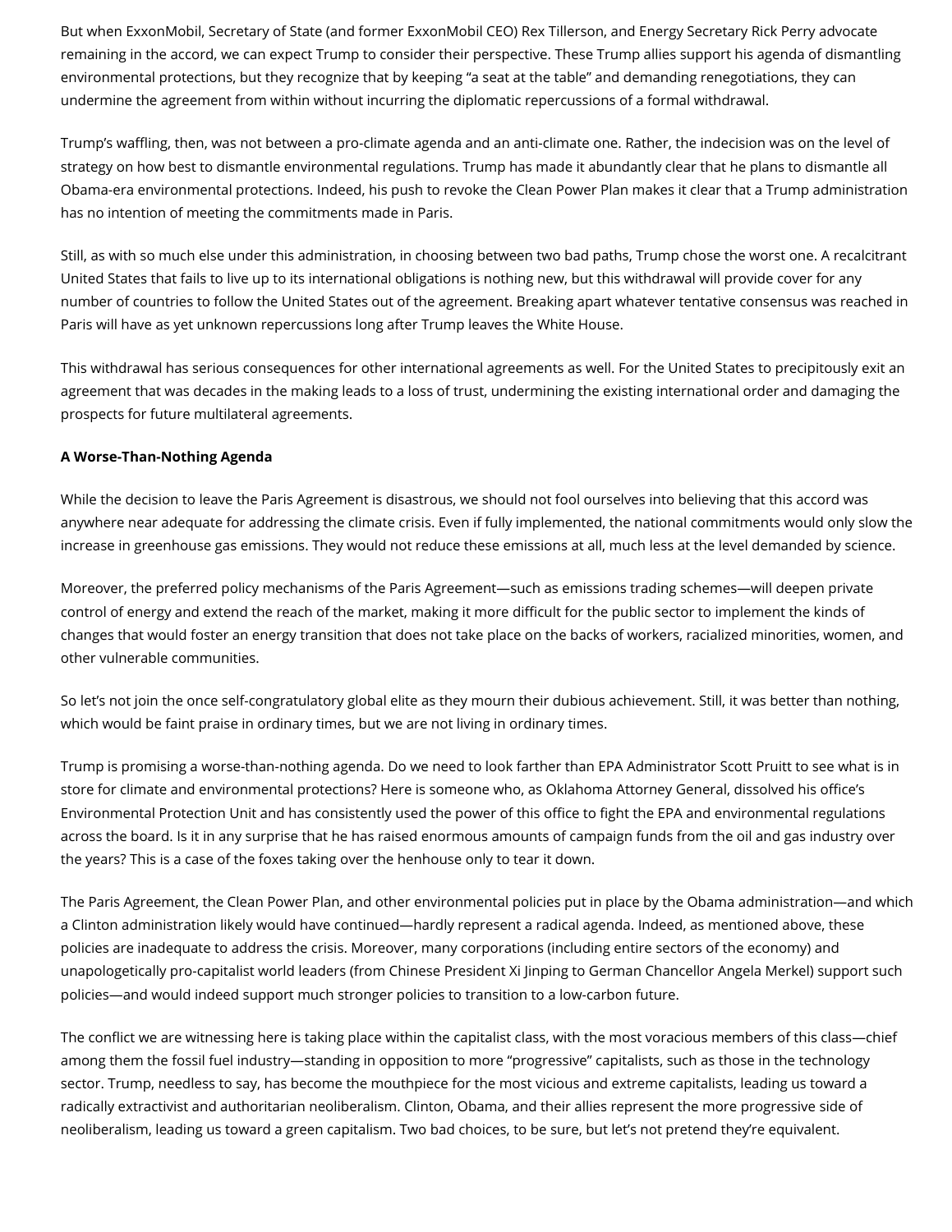But when ExxonMobil, Secretary of State (and former ExxonMobil CEO) Rex Tillerson, and Energy Secretary Rick Perry advocate remaining in the accord, we can expect Trump to consider their perspective. These Trump allies support his agenda of dismantling environmental protections, but they recognize that by keeping "a seat at the table" and demanding renegotiations, they can undermine the agreement from within without incurring the diplomatic repercussions of a formal withdrawal.

Trump's waffling, then, was not between a pro-climate agenda and an anti-climate one. Rather, the indecision was on the level of strategy on how best to dismantle environmental regulations. Trump has made it abundantly clear that he plans to dismantle all Obama-era environmental protections. Indeed, his push to revoke the Clean Power Plan makes it clear that a Trump administration has no intention of meeting the commitments made in Paris.

Still, as with so much else under this administration, in choosing between two bad paths, Trump chose the worst one. A recalcitrant United States that fails to live up to its international obligations is nothing new, but this withdrawal will provide cover for any number of countries to follow the United States out of the agreement. Breaking apart whatever tentative consensus was reached in Paris will have as yet unknown repercussions long after Trump leaves the White House.

This withdrawal has serious consequences for other international agreements as well. For the United States to precipitously exit an agreement that was decades in the making leads to a loss of trust, undermining the existing international order and damaging the prospects for future multilateral agreements.

**A Worse-Than-Nothing Agenda**

While the decision to leave the Paris Agreement is disastrous, we should not fool ourselves into believing that this accord was anywhere near adequate for addressing the climate crisis. Even if fully implemented, the national commitments would only slow the increase in greenhouse gas emissions. They would not reduce these emissions at all, much less at the level demanded by science.

Moreover, the preferred policy mechanisms of the Paris Agreement—such as emissions trading schemes—will deepen private control of energy and extend the reach of the market, making it more difficult for the public sector to implement the kinds of changes that would foster an energy transition that does not take place on the backs of workers, racialized minorities, women, and other vulnerable communities.

So let's not join the once self-congratulatory global elite as they mourn their dubious achievement. Still, it was better than nothing, which would be faint praise in ordinary times, but we are not living in ordinary times.

Trump is promising a worse-than-nothing agenda. Do we need to look farther than EPA Administrator Scott Pruitt to see what is in store for climate and environmental protections? Here is someone who, as Oklahoma Attorney General, dissolved his office's Environmental Protection Unit and has consistently used the power of this office to fight the EPA and environmental regulations across the board. Is it in any surprise that he has raised enormous amounts of campaign funds from the oil and gas industry over the years? This is a case of the foxes taking over the henhouse only to tear it down.

The Paris Agreement, the Clean Power Plan, and other environmental policies put in place by the Obama administration—and which a Clinton administration likely would have continued—hardly represent a radical agenda. Indeed, as mentioned above, these policies are inadequate to address the crisis. Moreover, many corporations (including entire sectors of the economy) and unapologetically pro-capitalist world leaders (from Chinese President Xi Jinping to German Chancellor Angela Merkel) support such policies—and would indeed support much stronger policies to transition to a low-carbon future.

The conflict we are witnessing here is taking place within the capitalist class, with the most voracious members of this class—chief among them the fossil fuel industry—standing in opposition to more "progressive" capitalists, such as those in the technology sector. Trump, needless to say, has become the mouthpiece for the most vicious and extreme capitalists, leading us toward a radically extractivist and authoritarian neoliberalism. Clinton, Obama, and their allies represent the more progressive side of neoliberalism, leading us toward a green capitalism. Two bad choices, to be sure, but let's not pretend they're equivalent.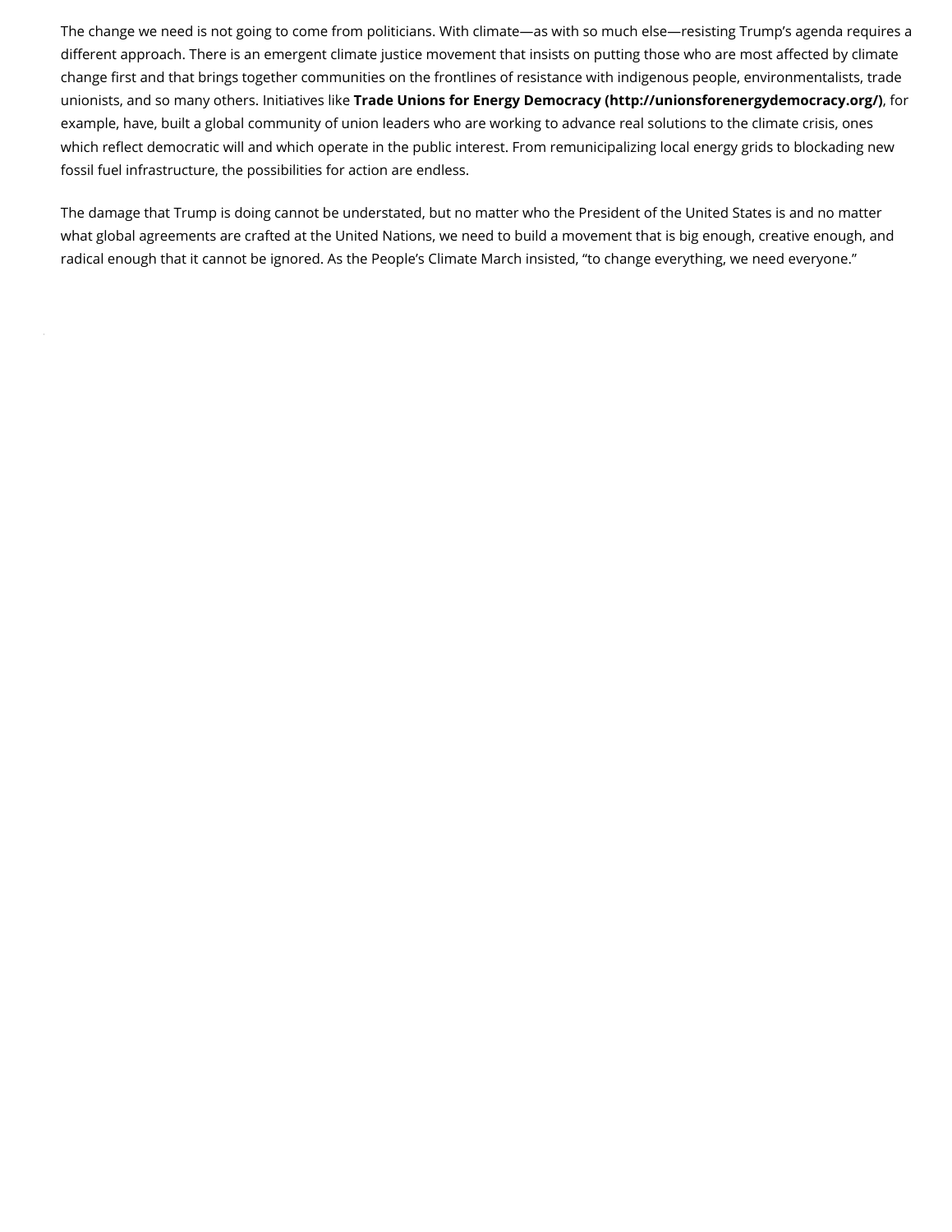The change we need is not going to come from politicians. With climate—as with so much else—resisting Trump's agenda requires a different approach. There is an emergent climate justice movement that insists on putting those who are most affected by climate change first and that brings together communities on the frontlines of resistance with indigenous people, environmentalists, trade unionists, and so many others. Initiatives like **Trade Unions for Energy Democracy (http://unionsforenergydemocracy.org/)**, for example, have, built a global community of union leaders who are working to advance real solutions to the climate crisis, ones which reflect democratic will and which operate in the public interest. From remunicipalizing local energy grids to blockading new fossil fuel infrastructure, the possibilities for action are endless.

The damage that Trump is doing cannot be understated, but no matter who the President of the United States is and no matter what global agreements are crafted at the United Nations, we need to build a movement that is big enough, creative enough, and radical enough that it cannot be ignored. As the People's Climate March insisted, "to change everything, we need everyone."